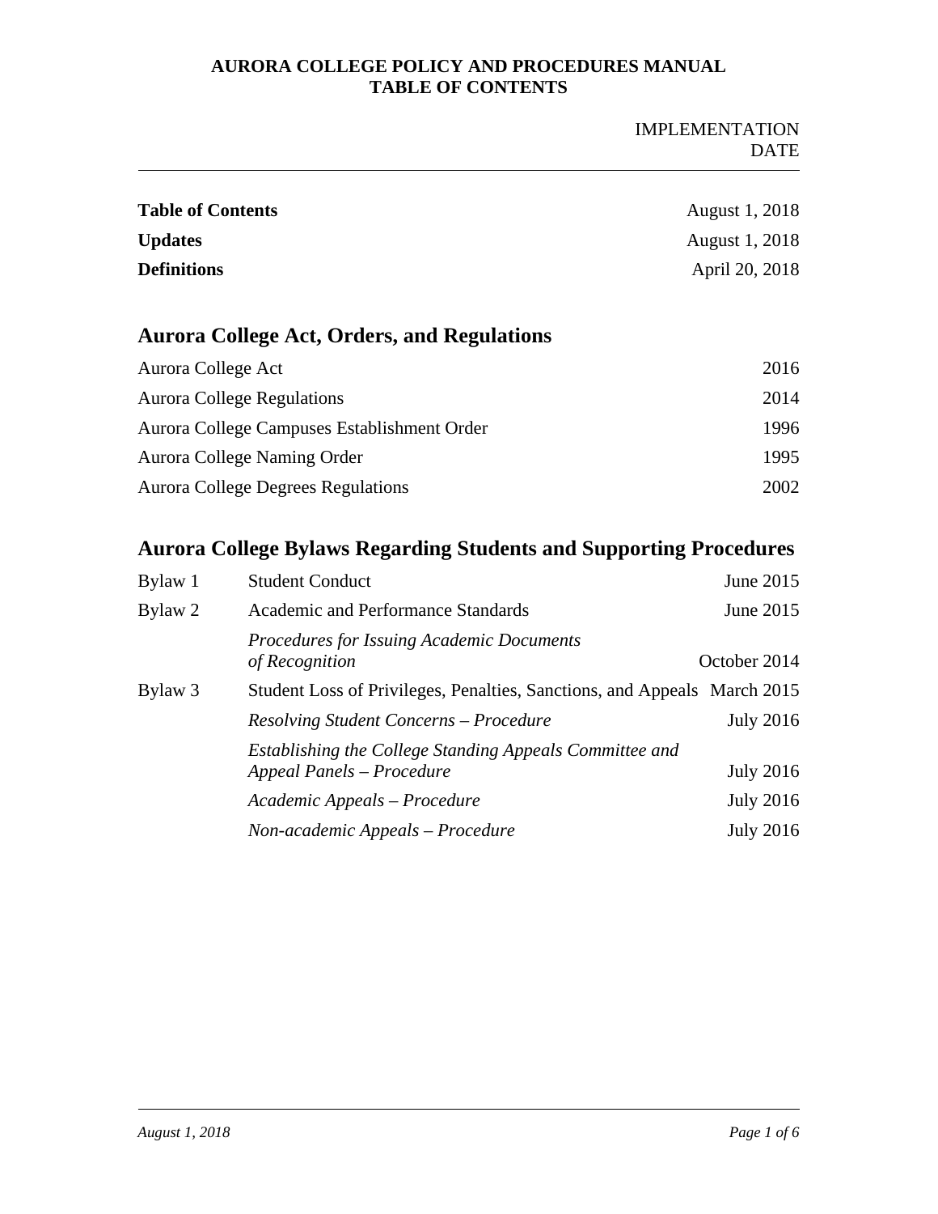**AURORA COLLEGE POLICY AND PROCEDURES MANUAL**
**TABLE OF CONTENTS**

| | IMPLEMENTATION DATE |
|---|---|
| **Table of Contents** | August 1, 2018 |
| **Updates** | August 1, 2018 |
| **Definitions** | April 20, 2018 |

## Aurora College Act, Orders, and Regulations

| | |
|---|---|
| Aurora College Act | 2016 |
| Aurora College Regulations | 2014 |
| Aurora College Campuses Establishment Order | 1996 |
| Aurora College Naming Order | 1995 |
| Aurora College Degrees Regulations | 2002 |

## Aurora College Bylaws Regarding Students and Supporting Procedures

| | | |
|---|---|---|
| Bylaw 1 | Student Conduct | June 2015 |
| Bylaw 2 | Academic and Performance Standards | June 2015 |
| | *Procedures for Issuing Academic Documents of Recognition* | October 2014 |
| Bylaw 3 | Student Loss of Privileges, Penalties, Sanctions, and Appeals | March 2015 |
| | *Resolving Student Concerns – Procedure* | July 2016 |
| | *Establishing the College Standing Appeals Committee and Appeal Panels – Procedure* | July 2016 |
| | *Academic Appeals – Procedure* | July 2016 |
| | *Non-academic Appeals – Procedure* | July 2016 |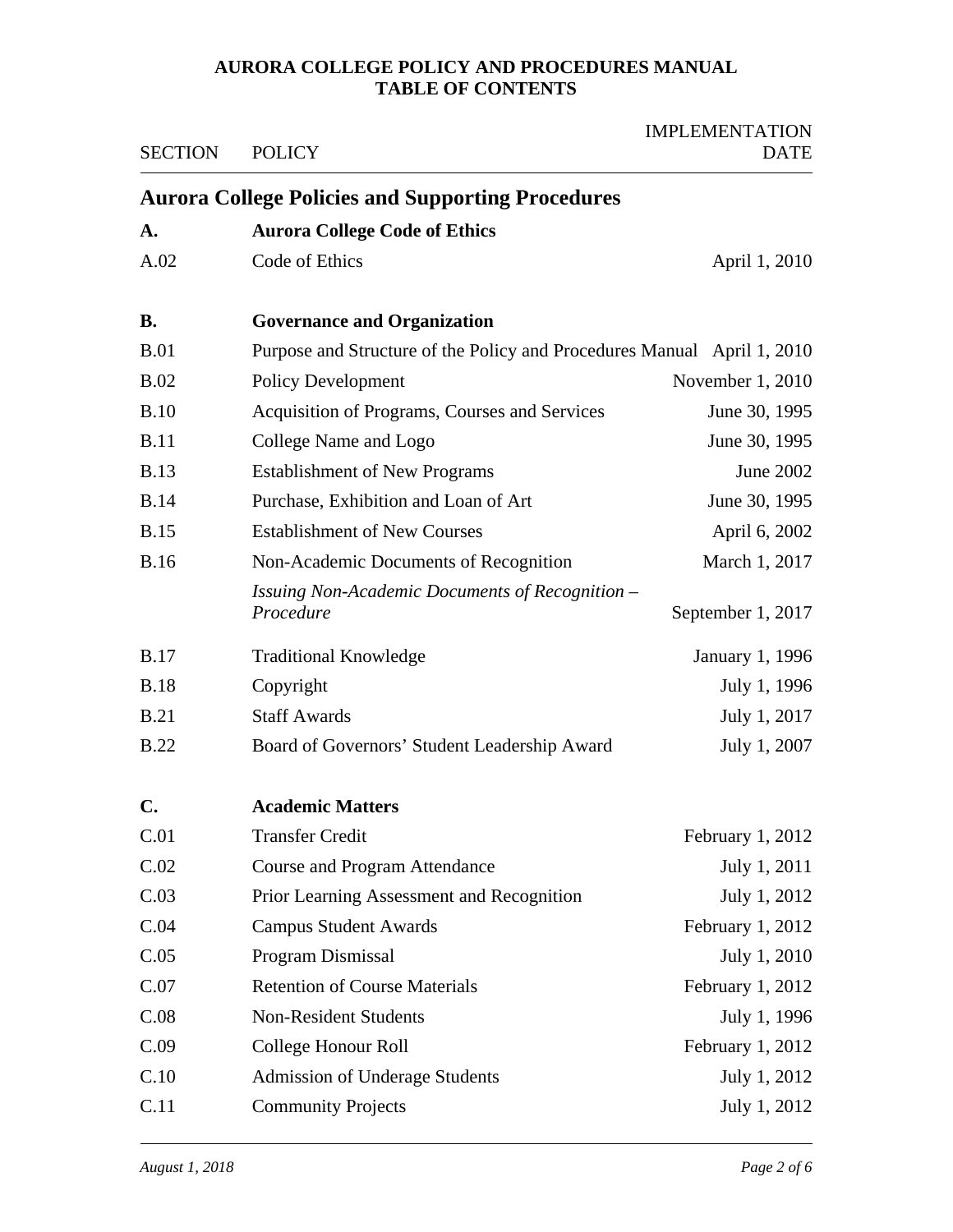**AURORA COLLEGE POLICY AND PROCEDURES MANUAL**
**TABLE OF CONTENTS**

| SECTION | POLICY | IMPLEMENTATION DATE |
|---|---|---|
| **Aurora College Policies and Supporting Procedures** | | |
| **A.** | **Aurora College Code of Ethics** | |
| A.02 | Code of Ethics | April 1, 2010 |
| | | |
| **B.** | **Governance and Organization** | |
| B.01 | Purpose and Structure of the Policy and Procedures Manual | April 1, 2010 |
| B.02 | Policy Development | November 1, 2010 |
| B.10 | Acquisition of Programs, Courses and Services | June 30, 1995 |
| B.11 | College Name and Logo | June 30, 1995 |
| B.13 | Establishment of New Programs | June 2002 |
| B.14 | Purchase, Exhibition and Loan of Art | June 30, 1995 |
| B.15 | Establishment of New Courses | April 6, 2002 |
| B.16 | Non-Academic Documents of Recognition | March 1, 2017 |
| | *Issuing Non-Academic Documents of Recognition – Procedure* | September 1, 2017 |
| B.17 | Traditional Knowledge | January 1, 1996 |
| B.18 | Copyright | July 1, 1996 |
| B.21 | Staff Awards | July 1, 2017 |
| B.22 | Board of Governors' Student Leadership Award | July 1, 2007 |
| | | |
| **C.** | **Academic Matters** | |
| C.01 | Transfer Credit | February 1, 2012 |
| C.02 | Course and Program Attendance | July 1, 2011 |
| C.03 | Prior Learning Assessment and Recognition | July 1, 2012 |
| C.04 | Campus Student Awards | February 1, 2012 |
| C.05 | Program Dismissal | July 1, 2010 |
| C.07 | Retention of Course Materials | February 1, 2012 |
| C.08 | Non-Resident Students | July 1, 1996 |
| C.09 | College Honour Roll | February 1, 2012 |
| C.10 | Admission of Underage Students | July 1, 2012 |
| C.11 | Community Projects | July 1, 2012 |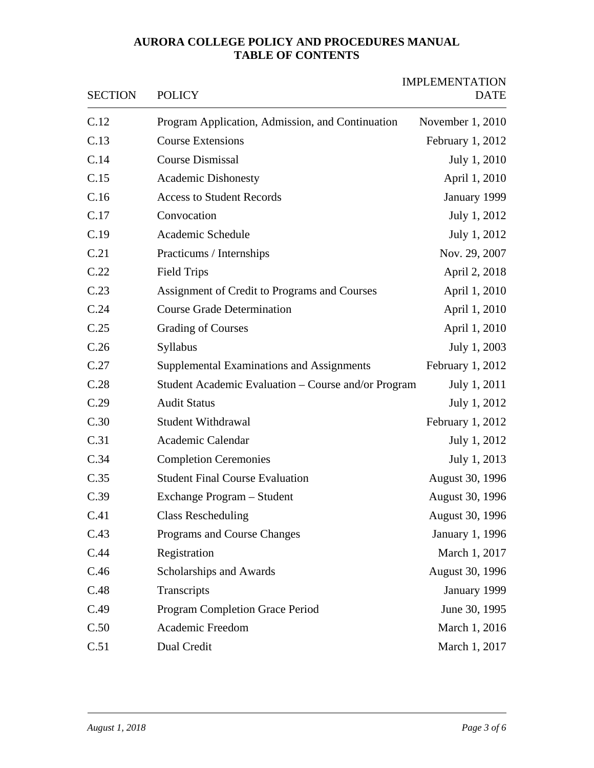**AURORA COLLEGE POLICY AND PROCEDURES MANUAL**
**TABLE OF CONTENTS**

| SECTION | POLICY | IMPLEMENTATION DATE |
|---|---|---|
| C.12 | Program Application, Admission, and Continuation | November 1, 2010 |
| C.13 | Course Extensions | February 1, 2012 |
| C.14 | Course Dismissal | July 1, 2010 |
| C.15 | Academic Dishonesty | April 1, 2010 |
| C.16 | Access to Student Records | January 1999 |
| C.17 | Convocation | July 1, 2012 |
| C.19 | Academic Schedule | July 1, 2012 |
| C.21 | Practicums / Internships | Nov. 29, 2007 |
| C.22 | Field Trips | April 2, 2018 |
| C.23 | Assignment of Credit to Programs and Courses | April 1, 2010 |
| C.24 | Course Grade Determination | April 1, 2010 |
| C.25 | Grading of Courses | April 1, 2010 |
| C.26 | Syllabus | July 1, 2003 |
| C.27 | Supplemental Examinations and Assignments | February 1, 2012 |
| C.28 | Student Academic Evaluation – Course and/or Program | July 1, 2011 |
| C.29 | Audit Status | July 1, 2012 |
| C.30 | Student Withdrawal | February 1, 2012 |
| C.31 | Academic Calendar | July 1, 2012 |
| C.34 | Completion Ceremonies | July 1, 2013 |
| C.35 | Student Final Course Evaluation | August 30, 1996 |
| C.39 | Exchange Program – Student | August 30, 1996 |
| C.41 | Class Rescheduling | August 30, 1996 |
| C.43 | Programs and Course Changes | January 1, 1996 |
| C.44 | Registration | March 1, 2017 |
| C.46 | Scholarships and Awards | August 30, 1996 |
| C.48 | Transcripts | January 1999 |
| C.49 | Program Completion Grace Period | June 30, 1995 |
| C.50 | Academic Freedom | March 1, 2016 |
| C.51 | Dual Credit | March 1, 2017 |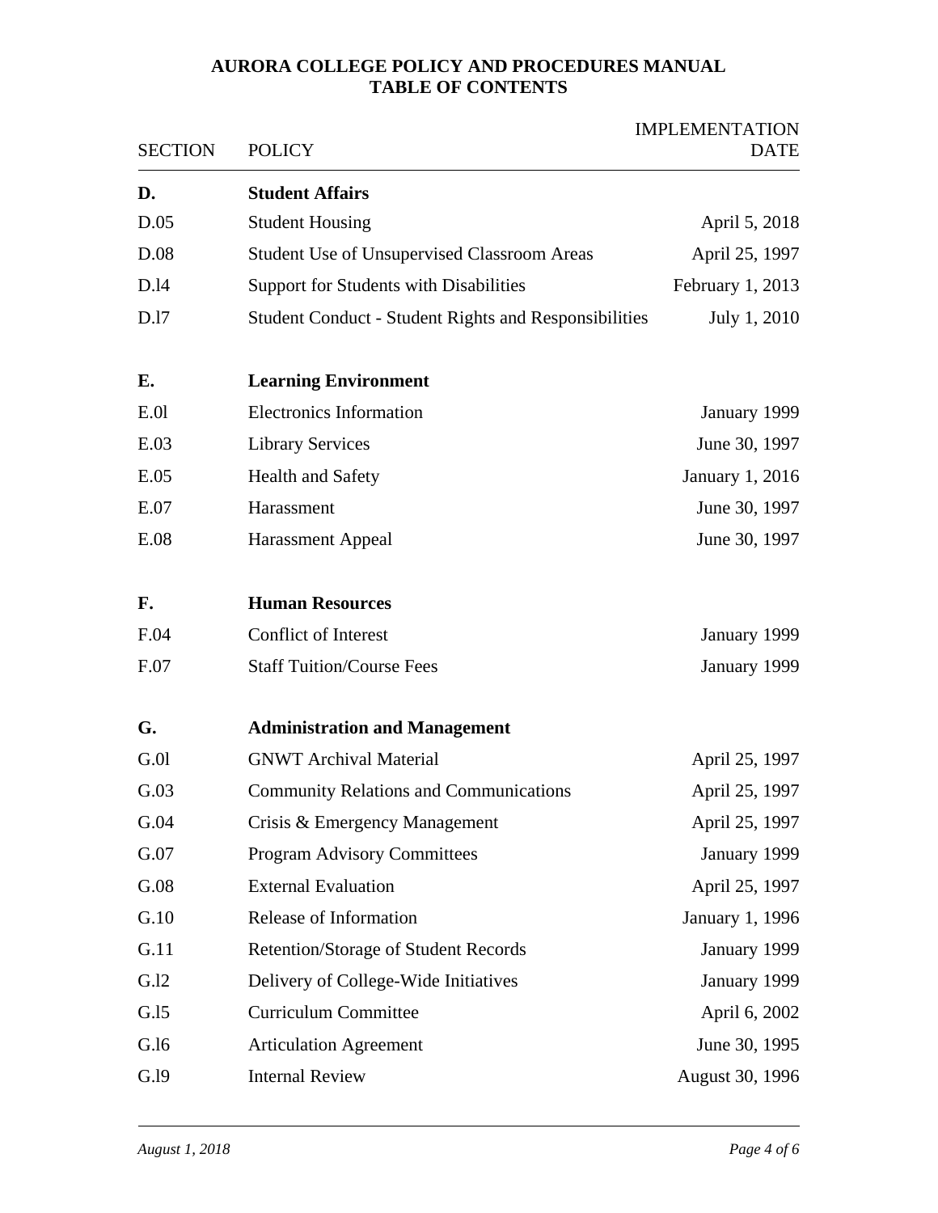**AURORA COLLEGE POLICY AND PROCEDURES MANUAL**
**TABLE OF CONTENTS**

| SECTION | POLICY | IMPLEMENTATION DATE |
|---|---|---|
| **D.** | **Student Affairs** | |
| D.05 | Student Housing | April 5, 2018 |
| D.08 | Student Use of Unsupervised Classroom Areas | April 25, 1997 |
| D.l4 | Support for Students with Disabilities | February 1, 2013 |
| D.l7 | Student Conduct - Student Rights and Responsibilities | July 1, 2010 |
| **E.** | **Learning Environment** | |
| E.0l | Electronics Information | January 1999 |
| E.03 | Library Services | June 30, 1997 |
| E.05 | Health and Safety | January 1, 2016 |
| E.07 | Harassment | June 30, 1997 |
| E.08 | Harassment Appeal | June 30, 1997 |
| **F.** | **Human Resources** | |
| F.04 | Conflict of Interest | January 1999 |
| F.07 | Staff Tuition/Course Fees | January 1999 |
| **G.** | **Administration and Management** | |
| G.0l | GNWT Archival Material | April 25, 1997 |
| G.03 | Community Relations and Communications | April 25, 1997 |
| G.04 | Crisis & Emergency Management | April 25, 1997 |
| G.07 | Program Advisory Committees | January 1999 |
| G.08 | External Evaluation | April 25, 1997 |
| G.10 | Release of Information | January 1, 1996 |
| G.11 | Retention/Storage of Student Records | January 1999 |
| G.l2 | Delivery of College-Wide Initiatives | January 1999 |
| G.l5 | Curriculum Committee | April 6, 2002 |
| G.l6 | Articulation Agreement | June 30, 1995 |
| G.l9 | Internal Review | August 30, 1996 |

*August 1, 2018*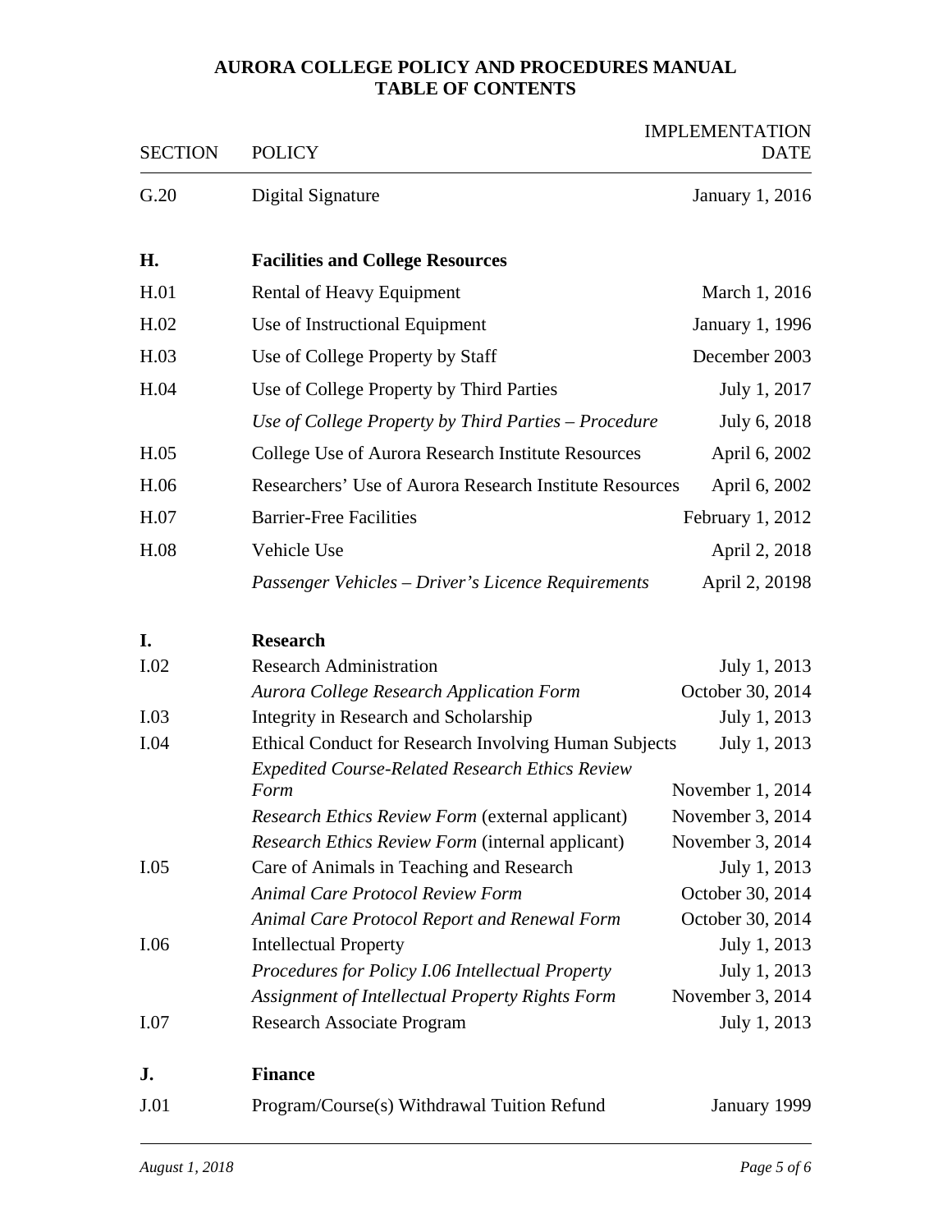# AURORA COLLEGE POLICY AND PROCEDURES MANUAL
## TABLE OF CONTENTS

| SECTION | POLICY | IMPLEMENTATION DATE |
|---|---|---|
| G.20 | Digital Signature | January 1, 2016 |
| **H.** | **Facilities and College Resources** | |
| H.01 | Rental of Heavy Equipment | March 1, 2016 |
| H.02 | Use of Instructional Equipment | January 1, 1996 |
| H.03 | Use of College Property by Staff | December 2003 |
| H.04 | Use of College Property by Third Parties | July 1, 2017 |
| | *Use of College Property by Third Parties – Procedure* | July 6, 2018 |
| H.05 | College Use of Aurora Research Institute Resources | April 6, 2002 |
| H.06 | Researchers' Use of Aurora Research Institute Resources | April 6, 2002 |
| H.07 | Barrier-Free Facilities | February 1, 2012 |
| H.08 | Vehicle Use | April 2, 2018 |
| | *Passenger Vehicles – Driver's Licence Requirements* | April 2, 20198 |
| **I.** | **Research** | |
| I.02 | Research Administration | July 1, 2013 |
| | *Aurora College Research Application Form* | October 30, 2014 |
| I.03 | Integrity in Research and Scholarship | July 1, 2013 |
| I.04 | Ethical Conduct for Research Involving Human Subjects | July 1, 2013 |
| | *Expedited Course-Related Research Ethics Review Form* | November 1, 2014 |
| | *Research Ethics Review Form* (external applicant) | November 3, 2014 |
| | *Research Ethics Review Form* (internal applicant) | November 3, 2014 |
| I.05 | Care of Animals in Teaching and Research | July 1, 2013 |
| | *Animal Care Protocol Review Form* | October 30, 2014 |
| | *Animal Care Protocol Report and Renewal Form* | October 30, 2014 |
| I.06 | Intellectual Property | July 1, 2013 |
| | *Procedures for Policy I.06 Intellectual Property* | July 1, 2013 |
| | *Assignment of Intellectual Property Rights Form* | November 3, 2014 |
| I.07 | Research Associate Program | July 1, 2013 |
| **J.** | **Finance** | |
| J.01 | Program/Course(s) Withdrawal Tuition Refund | January 1999 |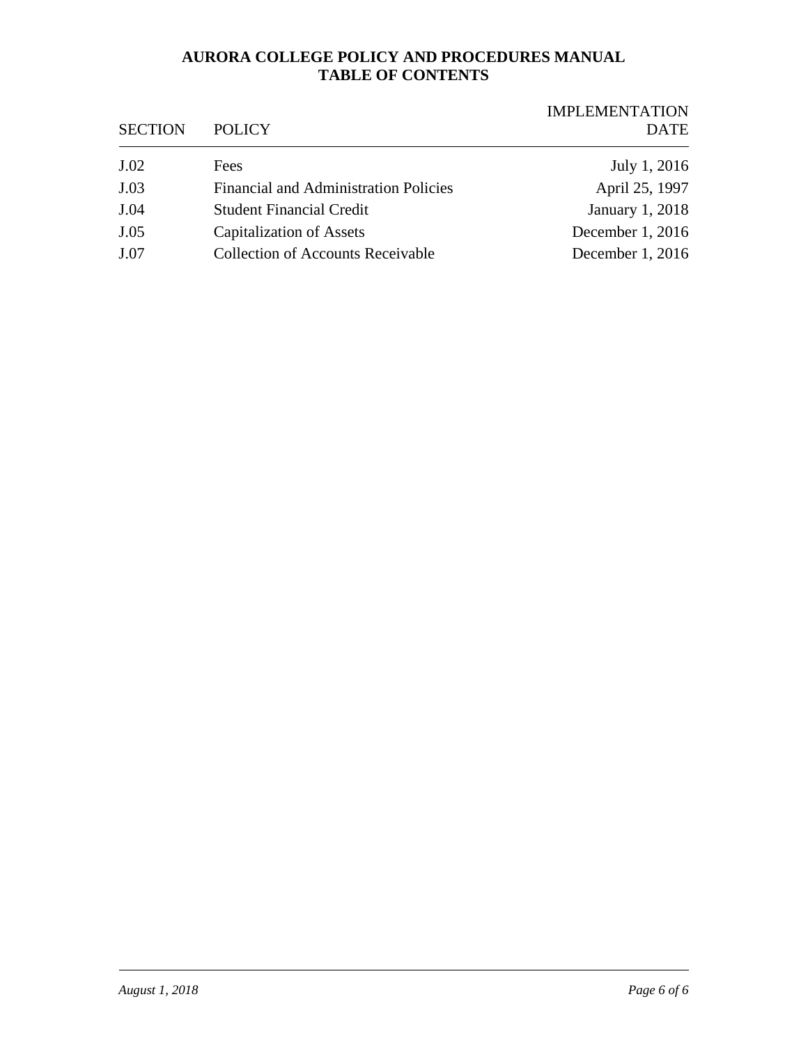**AURORA COLLEGE POLICY AND PROCEDURES MANUAL**
**TABLE OF CONTENTS**

| SECTION | POLICY | IMPLEMENTATION DATE |
|---|---|---|
| J.02 | Fees | July 1, 2016 |
| J.03 | Financial and Administration Policies | April 25, 1997 |
| J.04 | Student Financial Credit | January 1, 2018 |
| J.05 | Capitalization of Assets | December 1, 2016 |
| J.07 | Collection of Accounts Receivable | December 1, 2016 |